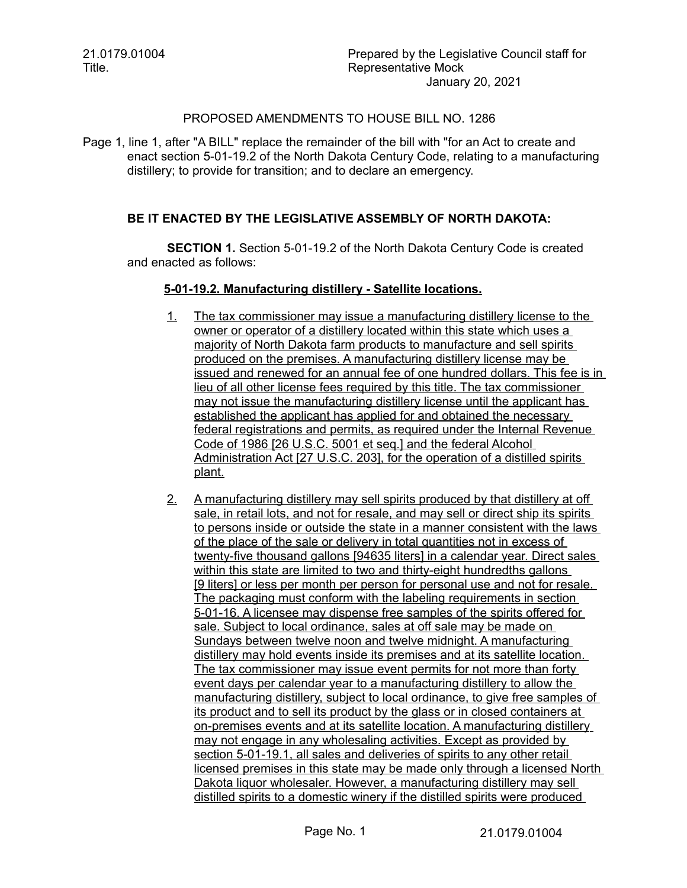21.0179.01004
Title.

Prepared by the Legislative Council staff for Representative Mock
January 20, 2021

PROPOSED AMENDMENTS TO HOUSE BILL NO. 1286

Page 1, line 1, after "A BILL" replace the remainder of the bill with "for an Act to create and enact section 5-01-19.2 of the North Dakota Century Code, relating to a manufacturing distillery; to provide for transition; and to declare an emergency.

**BE IT ENACTED BY THE LEGISLATIVE ASSEMBLY OF NORTH DAKOTA:**

**SECTION 1.** Section 5-01-19.2 of the North Dakota Century Code is created and enacted as follows:

**5-01-19.2. Manufacturing distillery - Satellite locations.**

1. The tax commissioner may issue a manufacturing distillery license to the owner or operator of a distillery located within this state which uses a majority of North Dakota farm products to manufacture and sell spirits produced on the premises. A manufacturing distillery license may be issued and renewed for an annual fee of one hundred dollars. This fee is in lieu of all other license fees required by this title. The tax commissioner may not issue the manufacturing distillery license until the applicant has established the applicant has applied for and obtained the necessary federal registrations and permits, as required under the Internal Revenue Code of 1986 [26 U.S.C. 5001 et seq.] and the federal Alcohol Administration Act [27 U.S.C. 203], for the operation of a distilled spirits plant.

2. A manufacturing distillery may sell spirits produced by that distillery at off sale, in retail lots, and not for resale, and may sell or direct ship its spirits to persons inside or outside the state in a manner consistent with the laws of the place of the sale or delivery in total quantities not in excess of twenty-five thousand gallons [94635 liters] in a calendar year. Direct sales within this state are limited to two and thirty-eight hundredths gallons [9 liters] or less per month per person for personal use and not for resale. The packaging must conform with the labeling requirements in section 5-01-16. A licensee may dispense free samples of the spirits offered for sale. Subject to local ordinance, sales at off sale may be made on Sundays between twelve noon and twelve midnight. A manufacturing distillery may hold events inside its premises and at its satellite location. The tax commissioner may issue event permits for not more than forty event days per calendar year to a manufacturing distillery to allow the manufacturing distillery, subject to local ordinance, to give free samples of its product and to sell its product by the glass or in closed containers at on-premises events and at its satellite location. A manufacturing distillery may not engage in any wholesaling activities. Except as provided by section 5-01-19.1, all sales and deliveries of spirits to any other retail licensed premises in this state may be made only through a licensed North Dakota liquor wholesaler. However, a manufacturing distillery may sell distilled spirits to a domestic winery if the distilled spirits were produced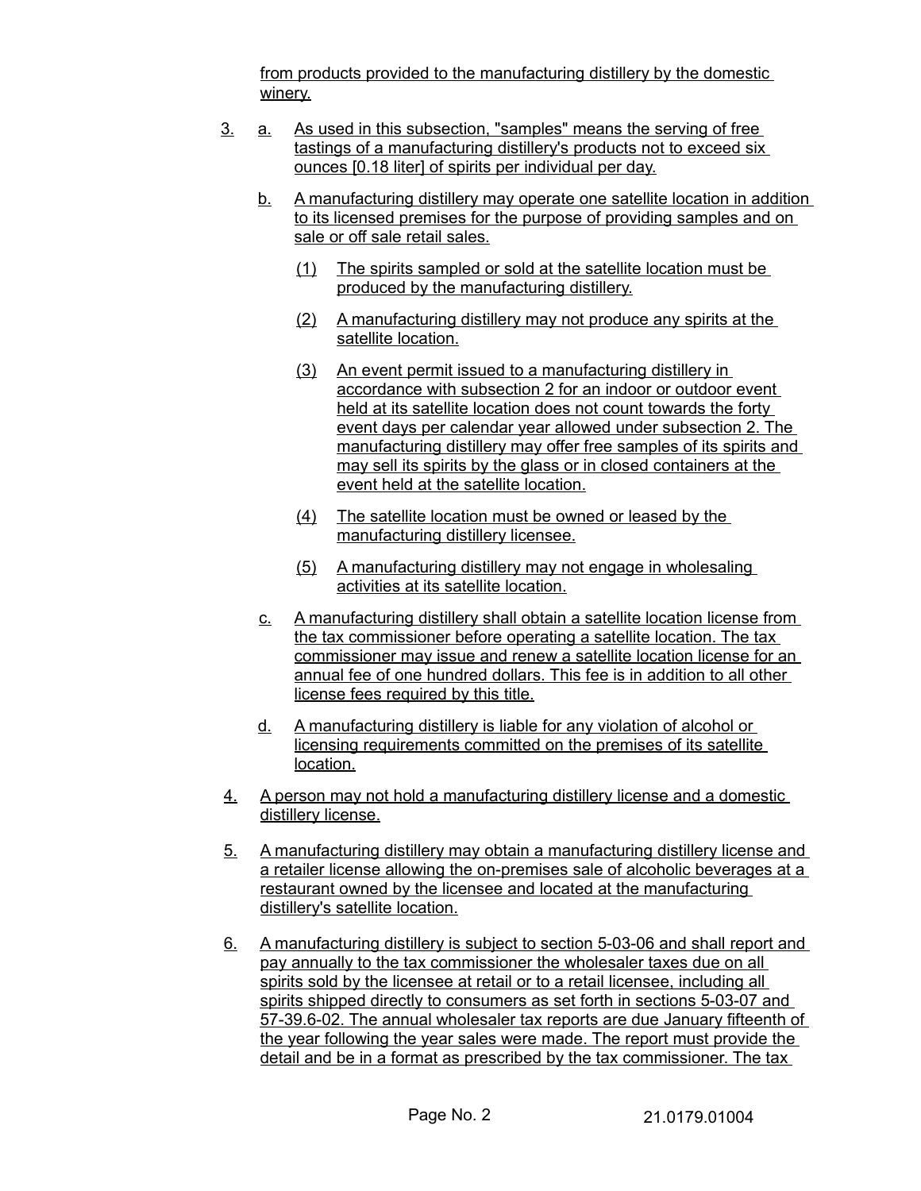from products provided to the manufacturing distillery by the domestic winery.

3. a. As used in this subsection, "samples" means the serving of free tastings of a manufacturing distillery's products not to exceed six ounces [0.18 liter] of spirits per individual per day.

   b. A manufacturing distillery may operate one satellite location in addition to its licensed premises for the purpose of providing samples and on sale or off sale retail sales.

      (1) The spirits sampled or sold at the satellite location must be produced by the manufacturing distillery.

      (2) A manufacturing distillery may not produce any spirits at the satellite location.

      (3) An event permit issued to a manufacturing distillery in accordance with subsection 2 for an indoor or outdoor event held at its satellite location does not count towards the forty event days per calendar year allowed under subsection 2. The manufacturing distillery may offer free samples of its spirits and may sell its spirits by the glass or in closed containers at the event held at the satellite location.

      (4) The satellite location must be owned or leased by the manufacturing distillery licensee.

      (5) A manufacturing distillery may not engage in wholesaling activities at its satellite location.

   c. A manufacturing distillery shall obtain a satellite location license from the tax commissioner before operating a satellite location. The tax commissioner may issue and renew a satellite location license for an annual fee of one hundred dollars. This fee is in addition to all other license fees required by this title.

   d. A manufacturing distillery is liable for any violation of alcohol or licensing requirements committed on the premises of its satellite location.

4. A person may not hold a manufacturing distillery license and a domestic distillery license.

5. A manufacturing distillery may obtain a manufacturing distillery license and a retailer license allowing the on-premises sale of alcoholic beverages at a restaurant owned by the licensee and located at the manufacturing distillery's satellite location.

6. A manufacturing distillery is subject to section 5-03-06 and shall report and pay annually to the tax commissioner the wholesaler taxes due on all spirits sold by the licensee at retail or to a retail licensee, including all spirits shipped directly to consumers as set forth in sections 5-03-07 and 57-39.6-02. The annual wholesaler tax reports are due January fifteenth of the year following the year sales were made. The report must provide the detail and be in a format as prescribed by the tax commissioner. The tax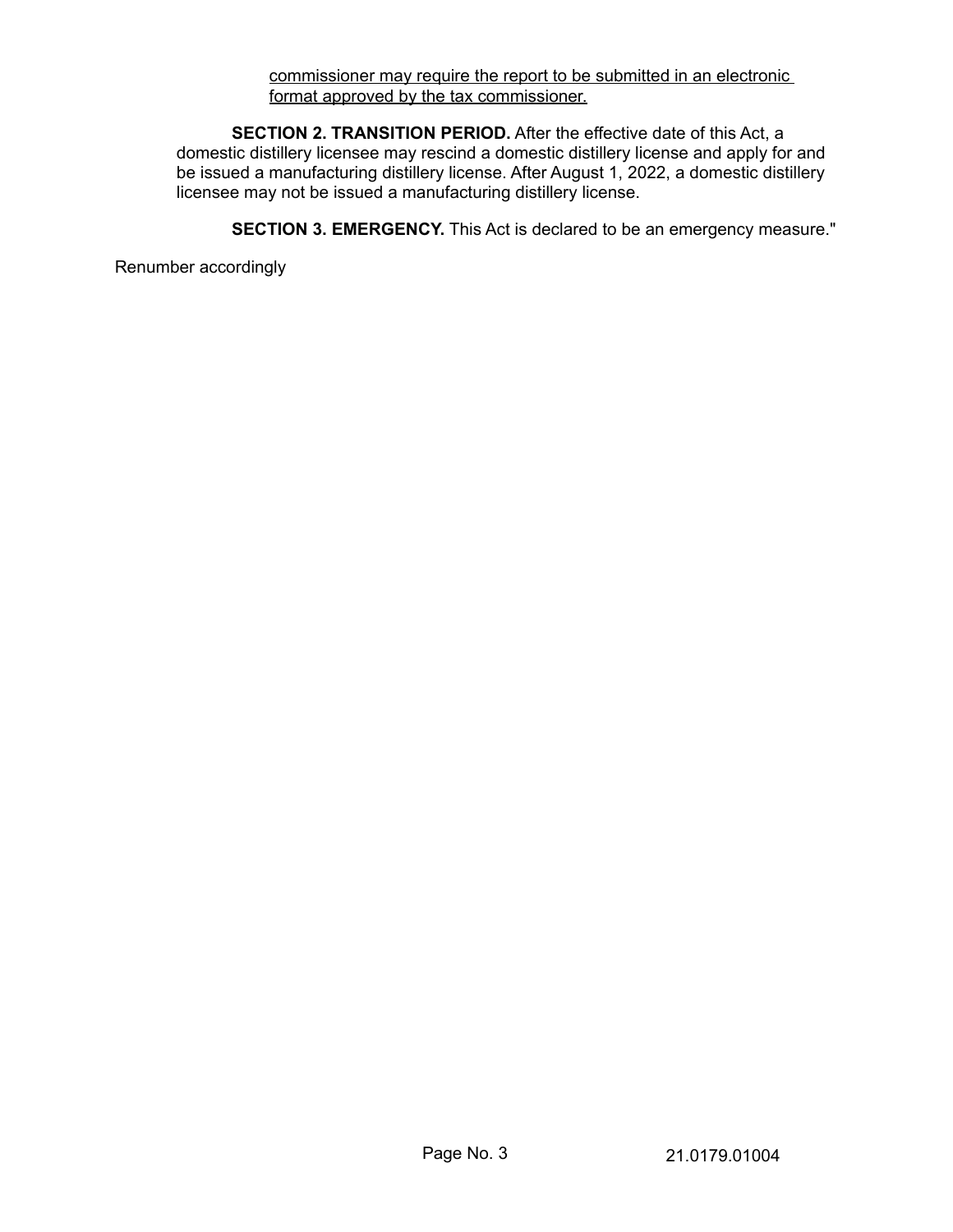<u>commissioner may require the report to be submitted in an electronic format approved by the tax commissioner.</u>

**SECTION 2. TRANSITION PERIOD.** After the effective date of this Act, a domestic distillery licensee may rescind a domestic distillery license and apply for and be issued a manufacturing distillery license. After August 1, 2022, a domestic distillery licensee may not be issued a manufacturing distillery license.

**SECTION 3. EMERGENCY.** This Act is declared to be an emergency measure."

Renumber accordingly